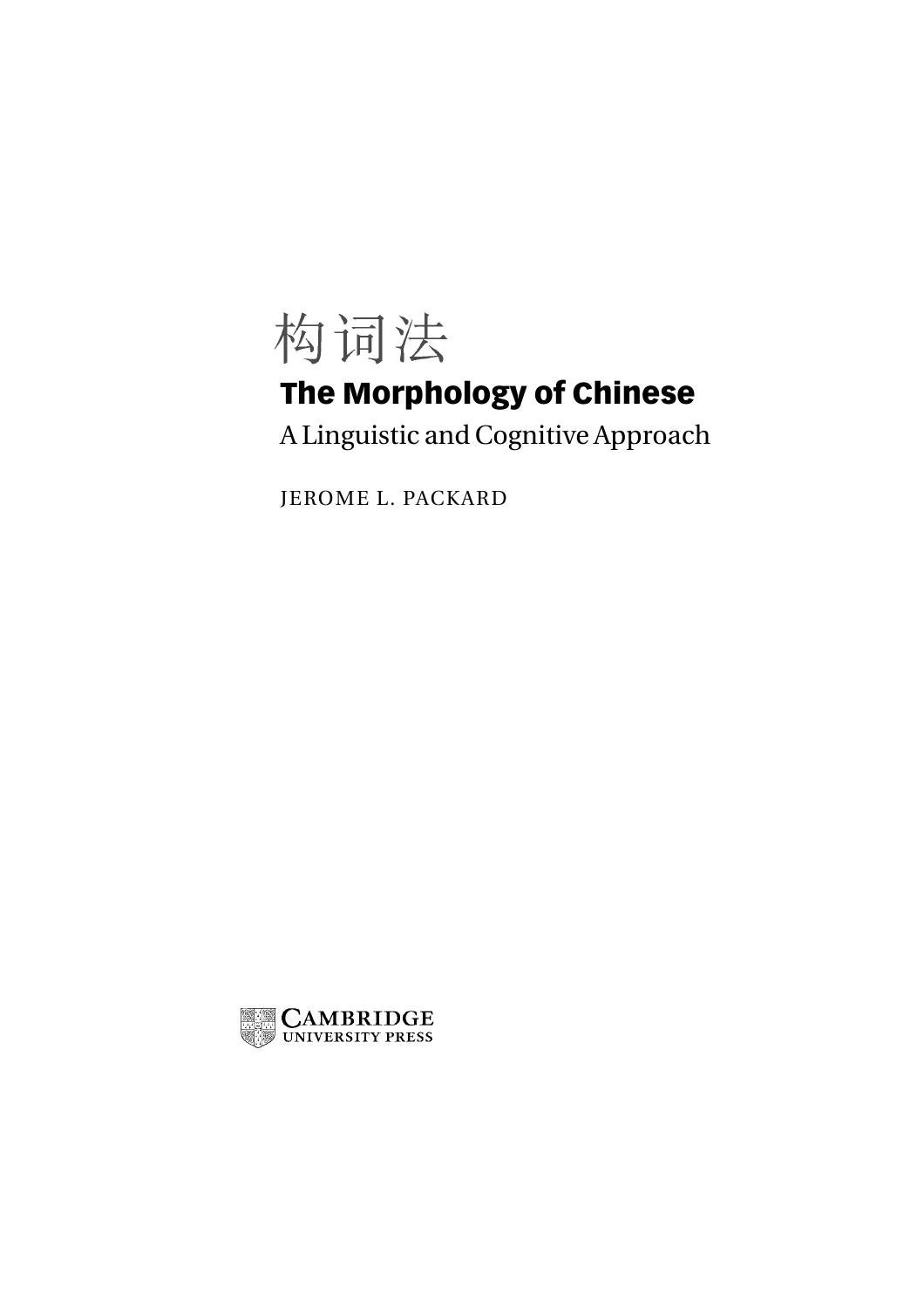# 构词法

# The Morphology of Chinese

## A Linguistic and Cognitive Approach

JEROME L. PACKARD

CAMBRIDGE
UNIVERSITY PRESS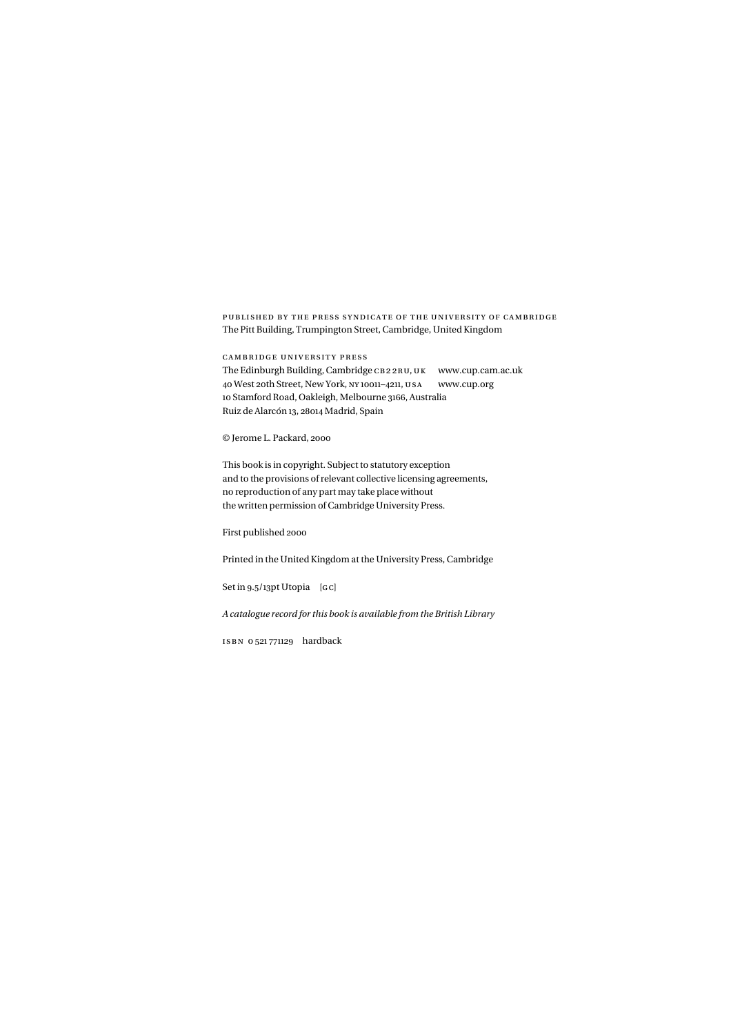PUBLISHED BY THE PRESS SYNDICATE OF THE UNIVERSITY OF CAMBRIDGE
The Pitt Building, Trumpington Street, Cambridge, United Kingdom

CAMBRIDGE UNIVERSITY PRESS
The Edinburgh Building, Cambridge CB2 2RU, UK www.cup.cam.ac.uk
40 West 20th Street, New York, NY 10011–4211, USA www.cup.org
10 Stamford Road, Oakleigh, Melbourne 3166, Australia
Ruiz de Alarcón 13, 28014 Madrid, Spain

© Jerome L. Packard, 2000

This book is in copyright. Subject to statutory exception
and to the provisions of relevant collective licensing agreements,
no reproduction of any part may take place without
the written permission of Cambridge University Press.

First published 2000

Printed in the United Kingdom at the University Press, Cambridge

Set in 9.5/13pt Utopia [GC]

*A catalogue record for this book is available from the British Library*

ISBN 0 521 77112 9 hardback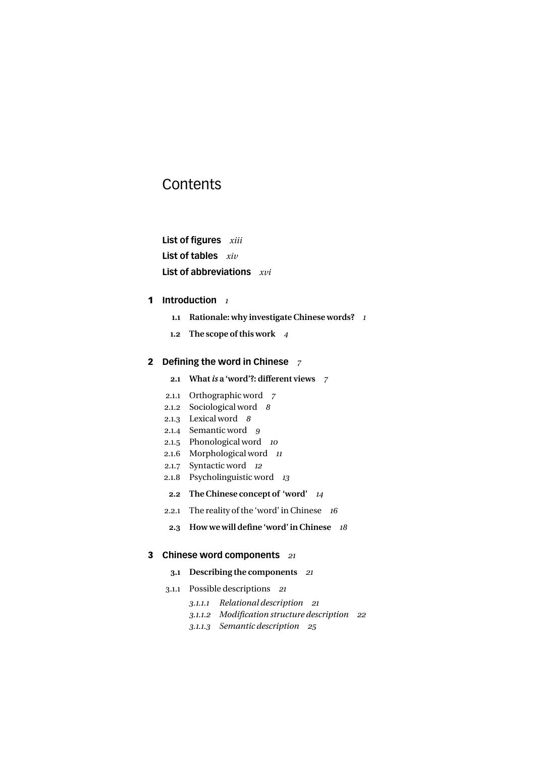# Contents

**List of figures** *xiii*

**List of tables** *xiv*

**List of abbreviations** *xvi*

**1 Introduction** *1*

- **1.1 Rationale: why investigate Chinese words?** *1*
- **1.2 The scope of this work** *4*

**2 Defining the word in Chinese** *7*

- **2.1 What *is* a 'word'?: different views** *7*
  - 2.1.1 Orthographic word *7*
  - 2.1.2 Sociological word *8*
  - 2.1.3 Lexical word *8*
  - 2.1.4 Semantic word *9*
  - 2.1.5 Phonological word *10*
  - 2.1.6 Morphological word *11*
  - 2.1.7 Syntactic word *12*
  - 2.1.8 Psycholinguistic word *13*
- **2.2 The Chinese concept of 'word'** *14*
  - 2.2.1 The reality of the 'word' in Chinese *16*
- **2.3 How we will define 'word' in Chinese** *18*

**3 Chinese word components** *21*

- **3.1 Describing the components** *21*
  - 3.1.1 Possible descriptions *21*
    - *3.1.1.1 Relational description 21*
    - *3.1.1.2 Modification structure description 22*
    - *3.1.1.3 Semantic description 25*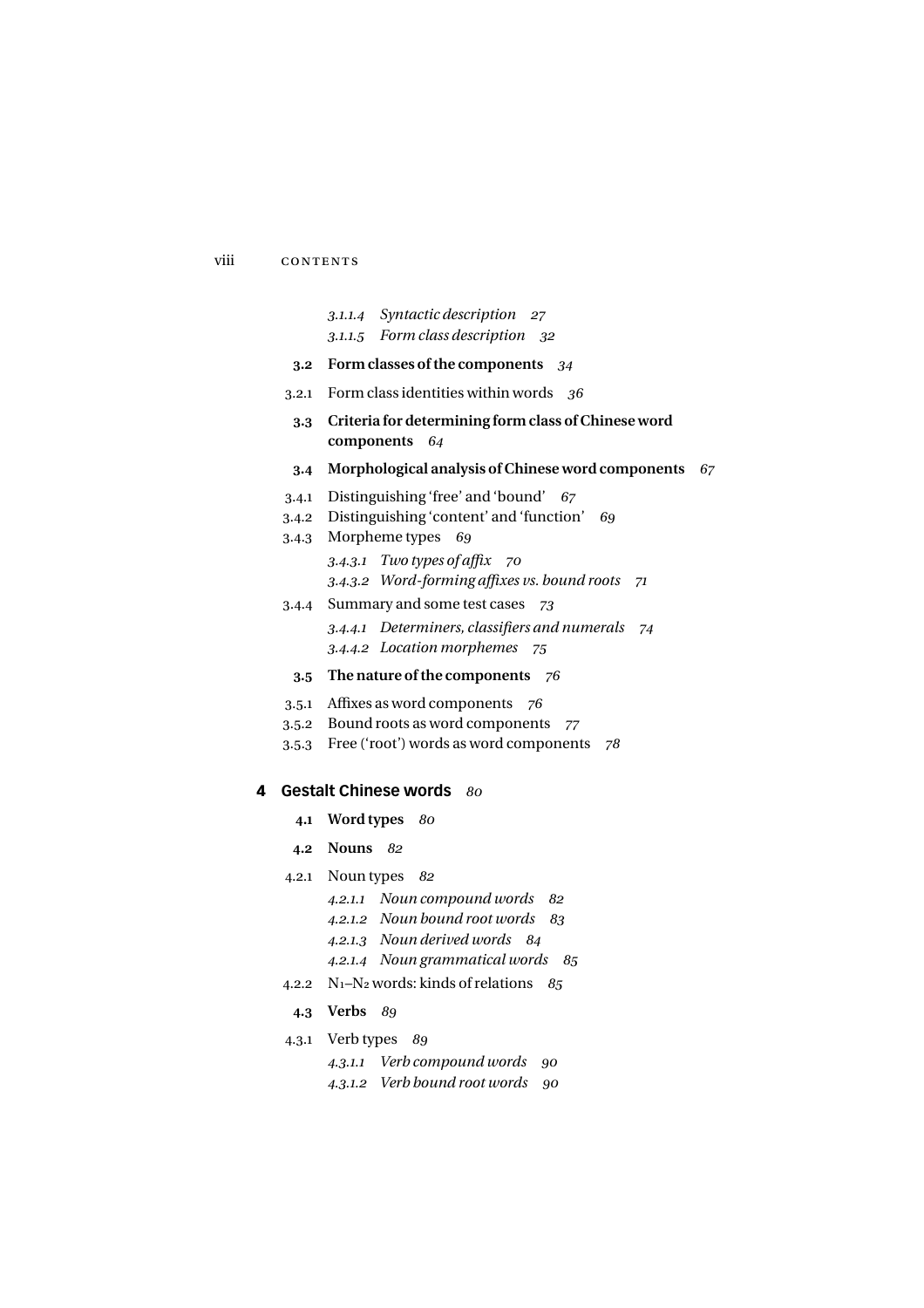*3.1.1.4 Syntactic description 27*
*3.1.1.5 Form class description 32*

**3.2 Form classes of the components** *34*

3.2.1 Form class identities within words *36*

**3.3 Criteria for determining form class of Chinese word components** *64*

**3.4 Morphological analysis of Chinese word components** *67*

3.4.1 Distinguishing 'free' and 'bound' *67*
3.4.2 Distinguishing 'content' and 'function' *69*
3.4.3 Morpheme types *69*

*3.4.3.1 Two types of affix 70*
*3.4.3.2 Word-forming affixes vs. bound roots 71*

3.4.4 Summary and some test cases *73*

*3.4.4.1 Determiners, classifiers and numerals 74*
*3.4.4.2 Location morphemes 75*

**3.5 The nature of the components** *76*

3.5.1 Affixes as word components *76*
3.5.2 Bound roots as word components *77*
3.5.3 Free ('root') words as word components *78*

## 4 Gestalt Chinese words *80*

**4.1 Word types** *80*

**4.2 Nouns** *82*

4.2.1 Noun types *82*

*4.2.1.1 Noun compound words 82*
*4.2.1.2 Noun bound root words 83*
*4.2.1.3 Noun derived words 84*
*4.2.1.4 Noun grammatical words 85*

4.2.2 $N_1$–$N_2$ words: kinds of relations *85*

**4.3 Verbs** *89*

4.3.1 Verb types *89*

*4.3.1.1 Verb compound words 90*
*4.3.1.2 Verb bound root words 90*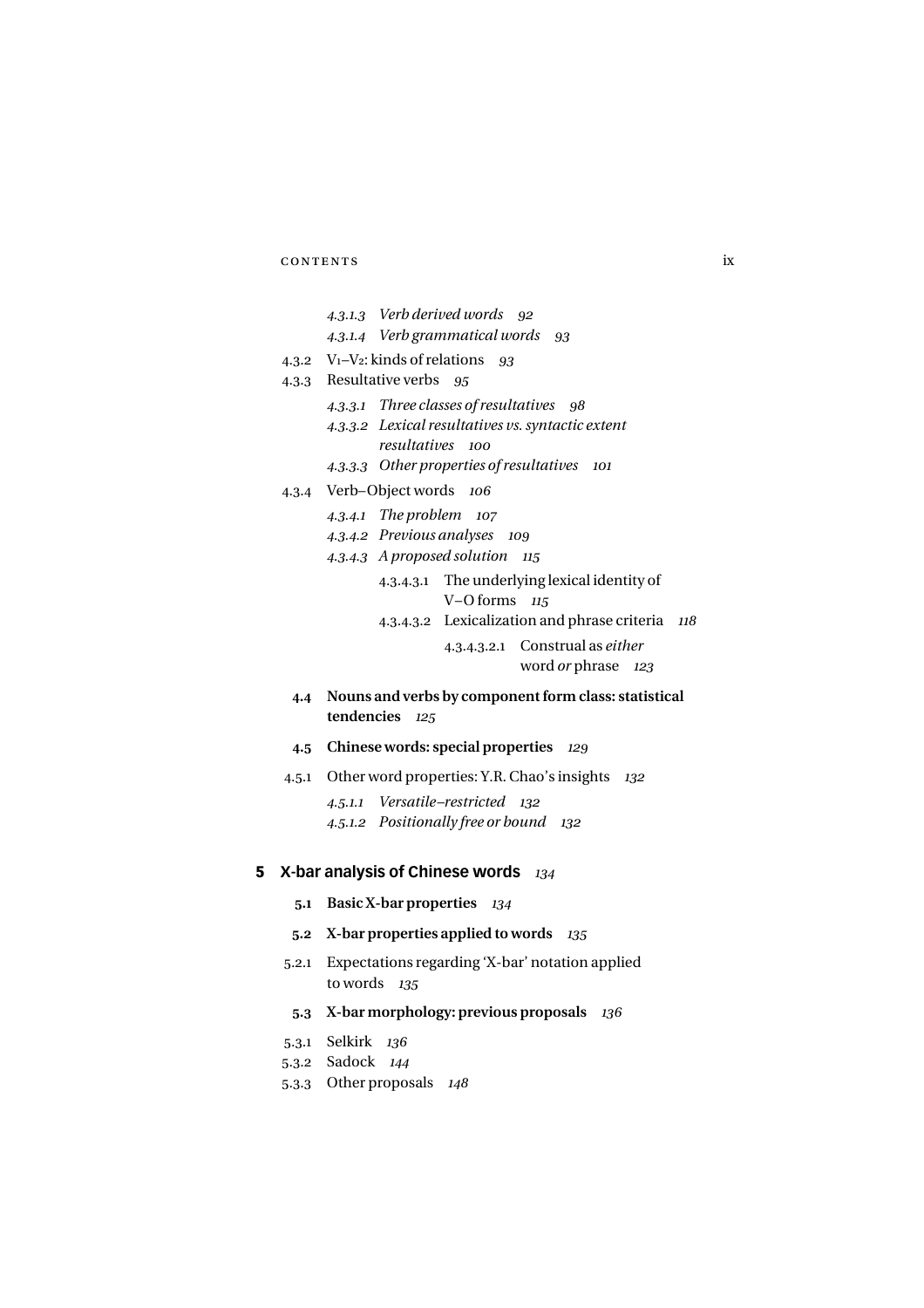4.3.1.3 *Verb derived words* *92*

4.3.1.4 *Verb grammatical words* *93*

4.3.2 $V_1$–$V_2$: kinds of relations *93*

4.3.3 Resultative verbs *95*

4.3.3.1 *Three classes of resultatives* *98*

4.3.3.2 *Lexical resultatives vs. syntactic extent resultatives* *100*

4.3.3.3 *Other properties of resultatives* *101*

4.3.4 Verb–Object words *106*

4.3.4.1 *The problem* *107*

4.3.4.2 *Previous analyses* *109*

4.3.4.3 *A proposed solution* *115*

4.3.4.3.1 The underlying lexical identity of V–O forms *115*

4.3.4.3.2 Lexicalization and phrase criteria *118*

4.3.4.3.2.1 Construal as *either* word *or* phrase *123*

**4.4 Nouns and verbs by component form class: statistical tendencies** *125*

**4.5 Chinese words: special properties** *129*

4.5.1 Other word properties: Y.R. Chao's insights *132*

4.5.1.1 *Versatile–restricted* *132*

4.5.1.2 *Positionally free or bound* *132*

## 5 X-bar analysis of Chinese words *134*

**5.1 Basic X-bar properties** *134*

**5.2 X-bar properties applied to words** *135*

5.2.1 Expectations regarding 'X-bar' notation applied to words *135*

**5.3 X-bar morphology: previous proposals** *136*

5.3.1 Selkirk *136*

5.3.2 Sadock *144*

5.3.3 Other proposals *148*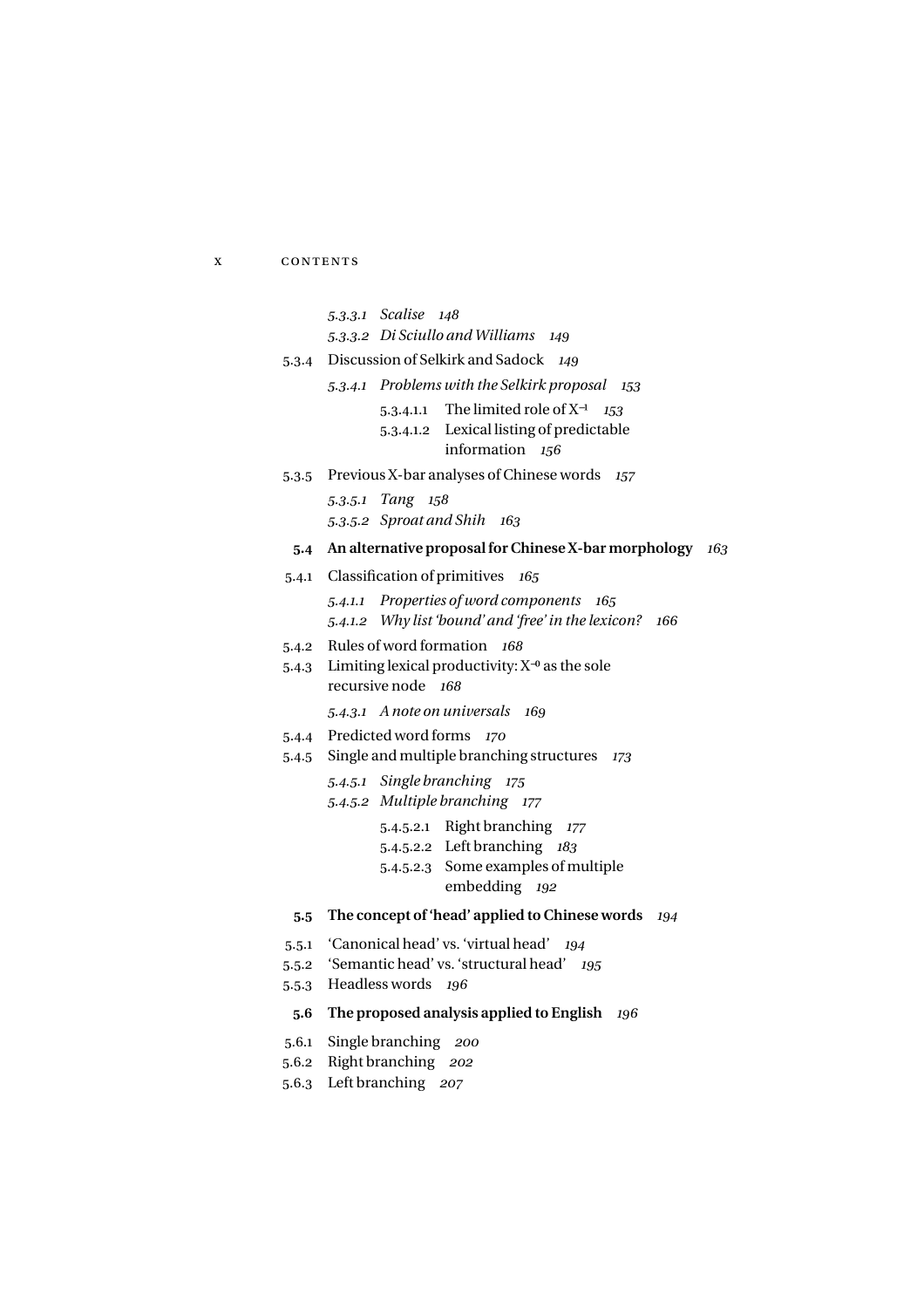*5.3.3.1 Scalise 148*

*5.3.3.2 Di Sciullo and Williams 149*

5.3.4 Discussion of Selkirk and Sadock 149

*5.3.4.1 Problems with the Selkirk proposal 153*

5.3.4.1.1 The limited role of $X^{-1}$ 153

5.3.4.1.2 Lexical listing of predictable information 156

5.3.5 Previous X-bar analyses of Chinese words 157

*5.3.5.1 Tang 158*

*5.3.5.2 Sproat and Shih 163*

**5.4 An alternative proposal for Chinese X-bar morphology** *163*

5.4.1 Classification of primitives 165

*5.4.1.1 Properties of word components 165*

*5.4.1.2 Why list 'bound' and 'free' in the lexicon? 166*

5.4.2 Rules of word formation 168

5.4.3 Limiting lexical productivity: $X^{-0}$ as the sole recursive node 168

*5.4.3.1 A note on universals 169*

5.4.4 Predicted word forms 170

5.4.5 Single and multiple branching structures 173

*5.4.5.1 Single branching 175*

*5.4.5.2 Multiple branching 177*

5.4.5.2.1 Right branching 177

5.4.5.2.2 Left branching 183

5.4.5.2.3 Some examples of multiple embedding 192

**5.5 The concept of 'head' applied to Chinese words** *194*

5.5.1 'Canonical head' vs. 'virtual head' 194

5.5.2 'Semantic head' vs. 'structural head' 195

5.5.3 Headless words 196

**5.6 The proposed analysis applied to English** *196*

5.6.1 Single branching 200

5.6.2 Right branching 202

5.6.3 Left branching 207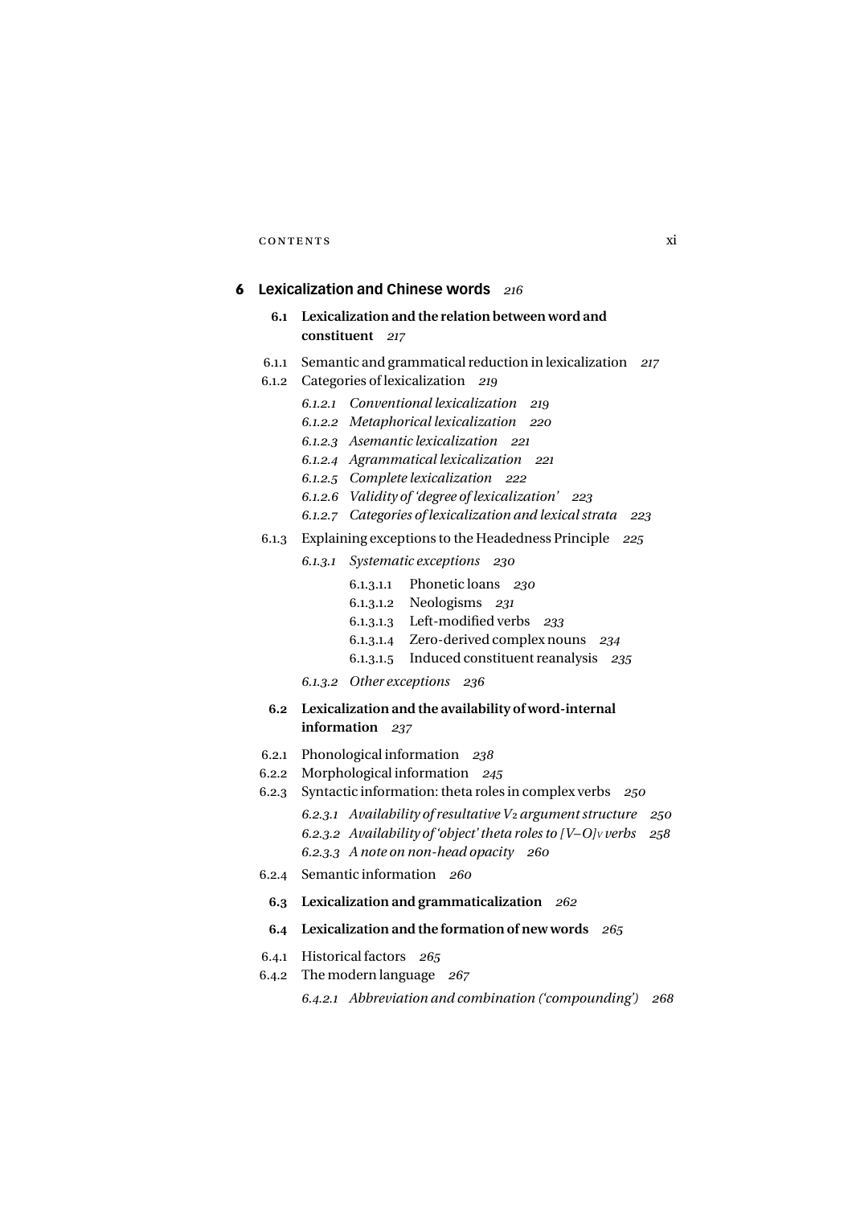## 6 Lexicalization and Chinese words *216*

**6.1 Lexicalization and the relation between word and constituent** *217*

6.1.1 Semantic and grammatical reduction in lexicalization *217*

6.1.2 Categories of lexicalization *219*

*6.1.2.1 Conventional lexicalization 219*

*6.1.2.2 Metaphorical lexicalization 220*

*6.1.2.3 Asemantic lexicalization 221*

*6.1.2.4 Agrammatical lexicalization 221*

*6.1.2.5 Complete lexicalization 222*

*6.1.2.6 Validity of 'degree of lexicalization' 223*

*6.1.2.7 Categories of lexicalization and lexical strata 223*

6.1.3 Explaining exceptions to the Headedness Principle *225*

*6.1.3.1 Systematic exceptions 230*

6.1.3.1.1 Phonetic loans *230*

6.1.3.1.2 Neologisms *231*

6.1.3.1.3 Left-modified verbs *233*

6.1.3.1.4 Zero-derived complex nouns *234*

6.1.3.1.5 Induced constituent reanalysis *235*

*6.1.3.2 Other exceptions 236*

**6.2 Lexicalization and the availability of word-internal information** *237*

6.2.1 Phonological information *238*

6.2.2 Morphological information *245*

6.2.3 Syntactic information: theta roles in complex verbs *250*

*6.2.3.1 Availability of resultative $V_2$ argument structure 250*

*6.2.3.2 Availability of 'object' theta roles to $[V\text{–}O]_V$ verbs 258*

*6.2.3.3 A note on non-head opacity 260*

6.2.4 Semantic information *260*

**6.3 Lexicalization and grammaticalization** *262*

**6.4 Lexicalization and the formation of new words** *265*

6.4.1 Historical factors *265*

6.4.2 The modern language *267*

*6.4.2.1 Abbreviation and combination ('compounding') 268*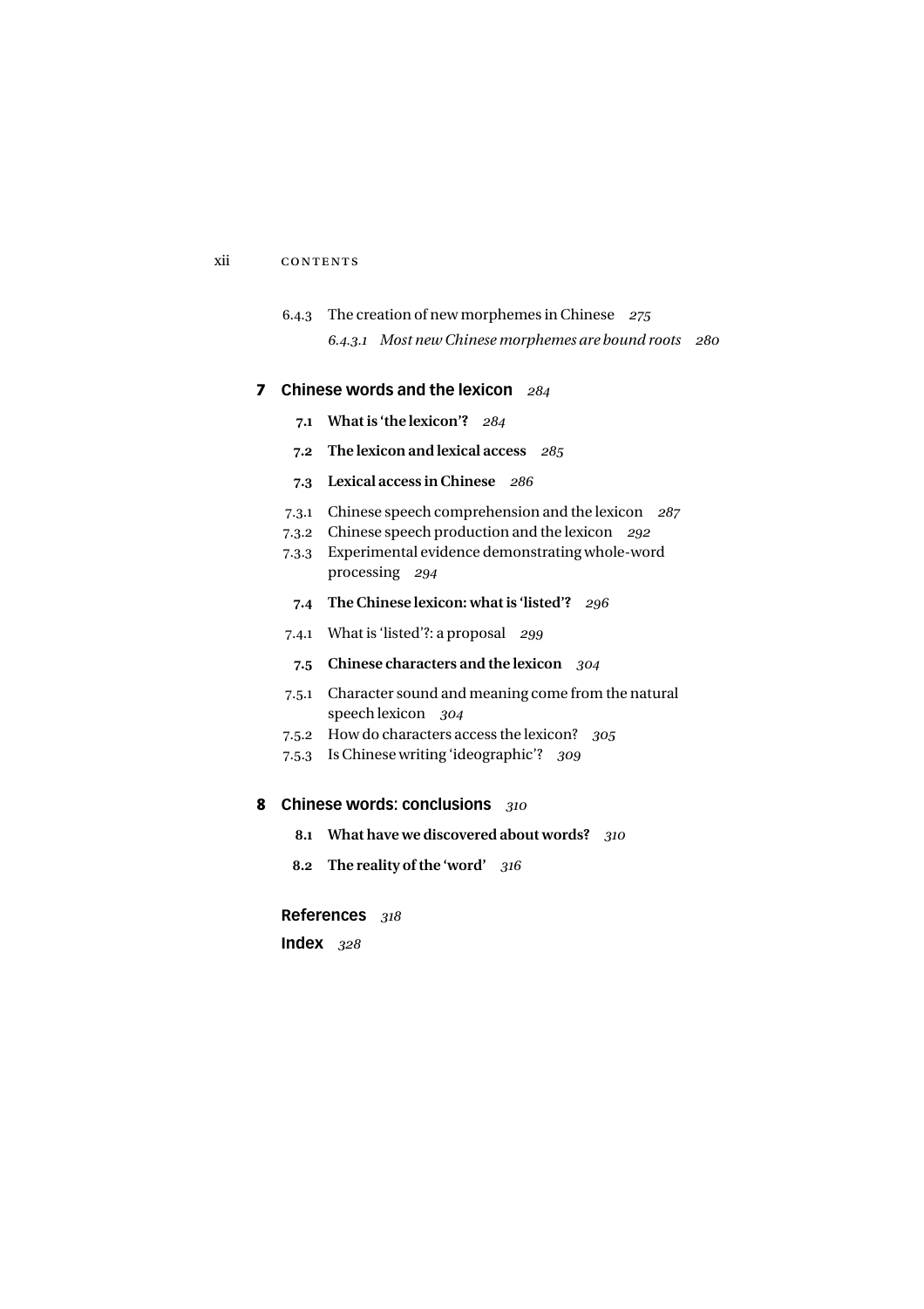6.4.3 The creation of new morphemes in Chinese *275*

*6.4.3.1 Most new Chinese morphemes are bound roots 280*

## 7 Chinese words and the lexicon *284*

**7.1 What is 'the lexicon'?** *284*

**7.2 The lexicon and lexical access** *285*

**7.3 Lexical access in Chinese** *286*

7.3.1 Chinese speech comprehension and the lexicon *287*

7.3.2 Chinese speech production and the lexicon *292*

7.3.3 Experimental evidence demonstrating whole-word processing *294*

**7.4 The Chinese lexicon: what is 'listed'?** *296*

7.4.1 What is 'listed'?: a proposal *299*

**7.5 Chinese characters and the lexicon** *304*

7.5.1 Character sound and meaning come from the natural speech lexicon *304*

7.5.2 How do characters access the lexicon? *305*

7.5.3 Is Chinese writing 'ideographic'? *309*

## 8 Chinese words: conclusions *310*

**8.1 What have we discovered about words?** *310*

**8.2 The reality of the 'word'** *316*

**References** *318*

**Index** *328*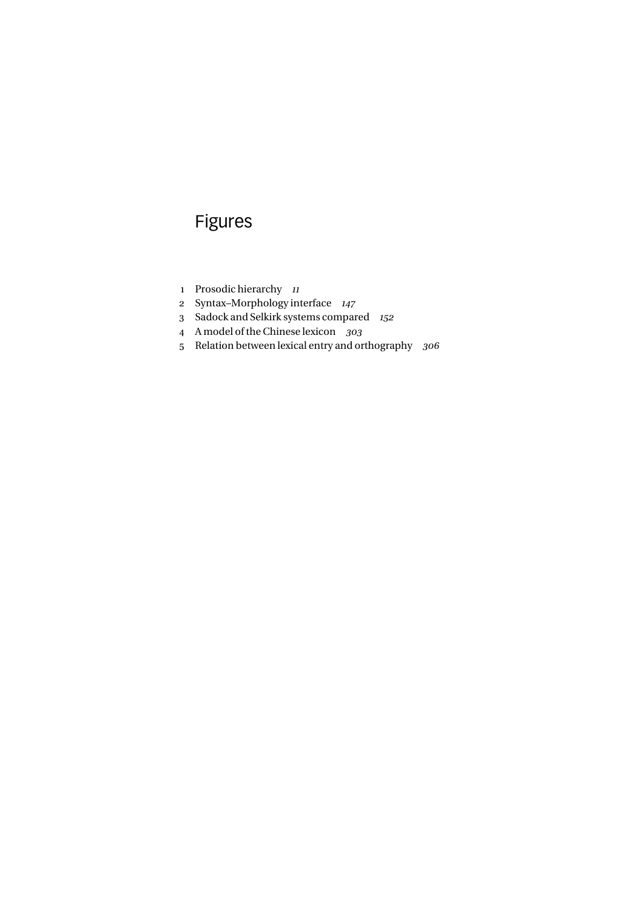# Figures

1 Prosodic hierarchy *11*
2 Syntax–Morphology interface *147*
3 Sadock and Selkirk systems compared *152*
4 A model of the Chinese lexicon *303*
5 Relation between lexical entry and orthography *306*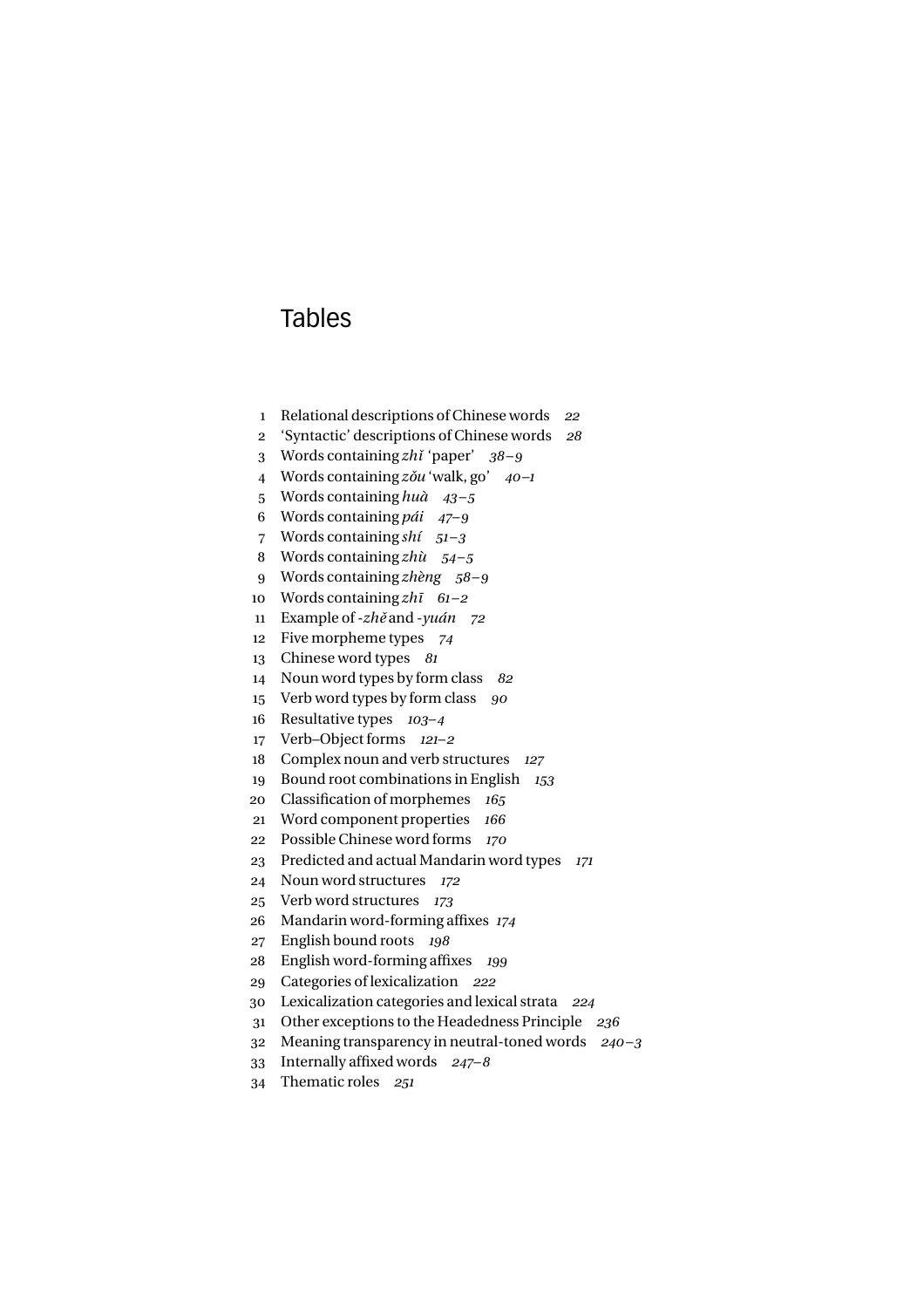# Tables

1 Relational descriptions of Chinese words *22*
2 'Syntactic' descriptions of Chinese words *28*
3 Words containing *zhǐ* 'paper' *38–9*
4 Words containing *zǒu* 'walk, go' *40–1*
5 Words containing *huà* *43–5*
6 Words containing *pái* *47–9*
7 Words containing *shí* *51–3*
8 Words containing *zhù* *54–5*
9 Words containing *zhèng* *58–9*
10 Words containing *zhī* *61–2*
11 Example of *-zhě* and *-yuán* *72*
12 Five morpheme types *74*
13 Chinese word types *81*
14 Noun word types by form class *82*
15 Verb word types by form class *90*
16 Resultative types *103–4*
17 Verb–Object forms *121–2*
18 Complex noun and verb structures *127*
19 Bound root combinations in English *153*
20 Classification of morphemes *165*
21 Word component properties *166*
22 Possible Chinese word forms *170*
23 Predicted and actual Mandarin word types *171*
24 Noun word structures *172*
25 Verb word structures *173*
26 Mandarin word-forming affixes *174*
27 English bound roots *198*
28 English word-forming affixes *199*
29 Categories of lexicalization *222*
30 Lexicalization categories and lexical strata *224*
31 Other exceptions to the Headedness Principle *236*
32 Meaning transparency in neutral-toned words *240–3*
33 Internally affixed words *247–8*
34 Thematic roles *251*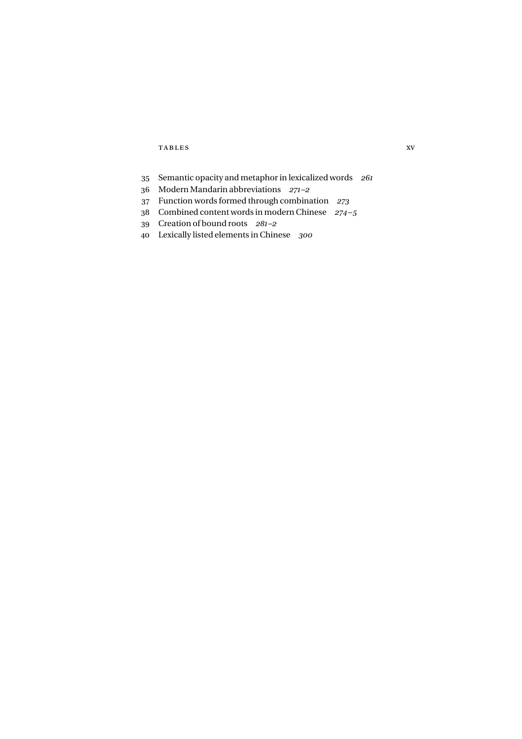35 Semantic opacity and metaphor in lexicalized words *261*
36 Modern Mandarin abbreviations *271–2*
37 Function words formed through combination *273*
38 Combined content words in modern Chinese *274–5*
39 Creation of bound roots *281–2*
40 Lexically listed elements in Chinese *300*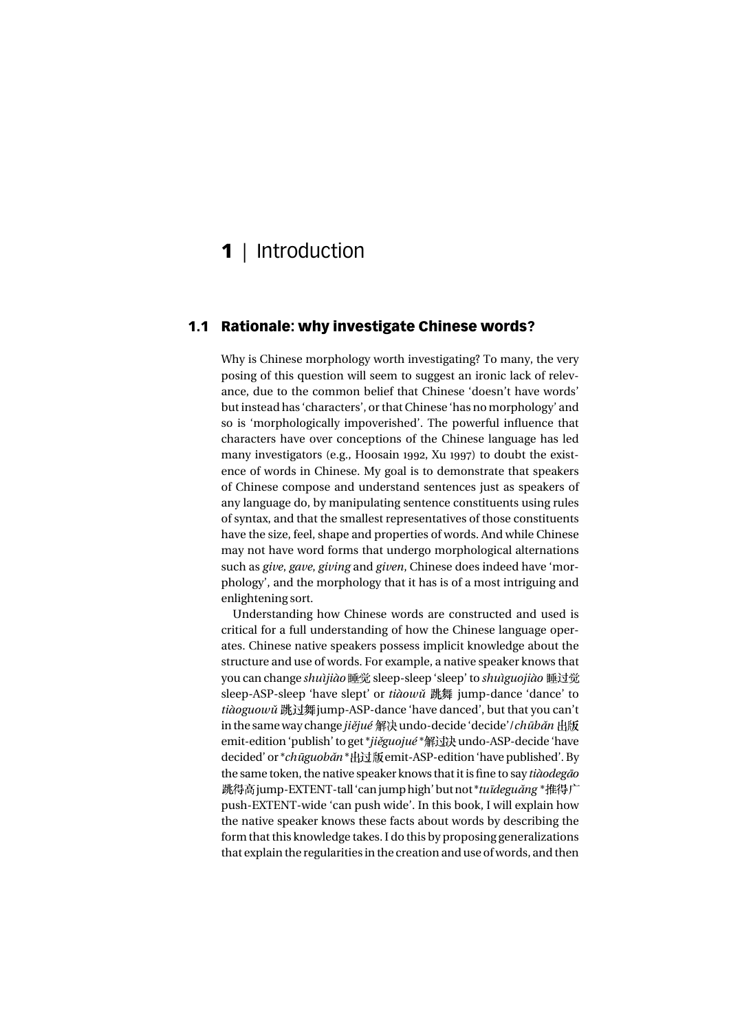# 1 | Introduction

## 1.1 Rationale: why investigate Chinese words?

Why is Chinese morphology worth investigating? To many, the very posing of this question will seem to suggest an ironic lack of relevance, due to the common belief that Chinese 'doesn't have words' but instead has 'characters', or that Chinese 'has no morphology' and so is 'morphologically impoverished'. The powerful influence that characters have over conceptions of the Chinese language has led many investigators (e.g., Hoosain 1992, Xu 1997) to doubt the existence of words in Chinese. My goal is to demonstrate that speakers of Chinese compose and understand sentences just as speakers of any language do, by manipulating sentence constituents using rules of syntax, and that the smallest representatives of those constituents have the size, feel, shape and properties of words. And while Chinese may not have word forms that undergo morphological alternations such as *give*, *gave*, *giving* and *given*, Chinese does indeed have 'morphology', and the morphology that it has is of a most intriguing and enlightening sort.

Understanding how Chinese words are constructed and used is critical for a full understanding of how the Chinese language operates. Chinese native speakers possess implicit knowledge about the structure and use of words. For example, a native speaker knows that you can change *shuìjiào* 睡觉 sleep-sleep 'sleep' to *shuìguojiào* 睡过觉 sleep-ASP-sleep 'have slept' or *tiàowǔ* 跳舞 jump-dance 'dance' to *tiàoguowǔ* 跳过舞 jump-ASP-dance 'have danced', but that you can't in the same way change *jiějué* 解决 undo-decide 'decide'/*chūbǎn* 出版 emit-edition 'publish' to get *\*jiěguojué* \*解过决 undo-ASP-decide 'have decided' or \**chūguobǎn* \*出过版 emit-ASP-edition 'have published'. By the same token, the native speaker knows that it is fine to say *tiàodegāo* 跳得高 jump-EXTENT-tall 'can jump high' but not \**tuīdeguǎng* \*推得广 push-EXTENT-wide 'can push wide'. In this book, I will explain how the native speaker knows these facts about words by describing the form that this knowledge takes. I do this by proposing generalizations that explain the regularities in the creation and use of words, and then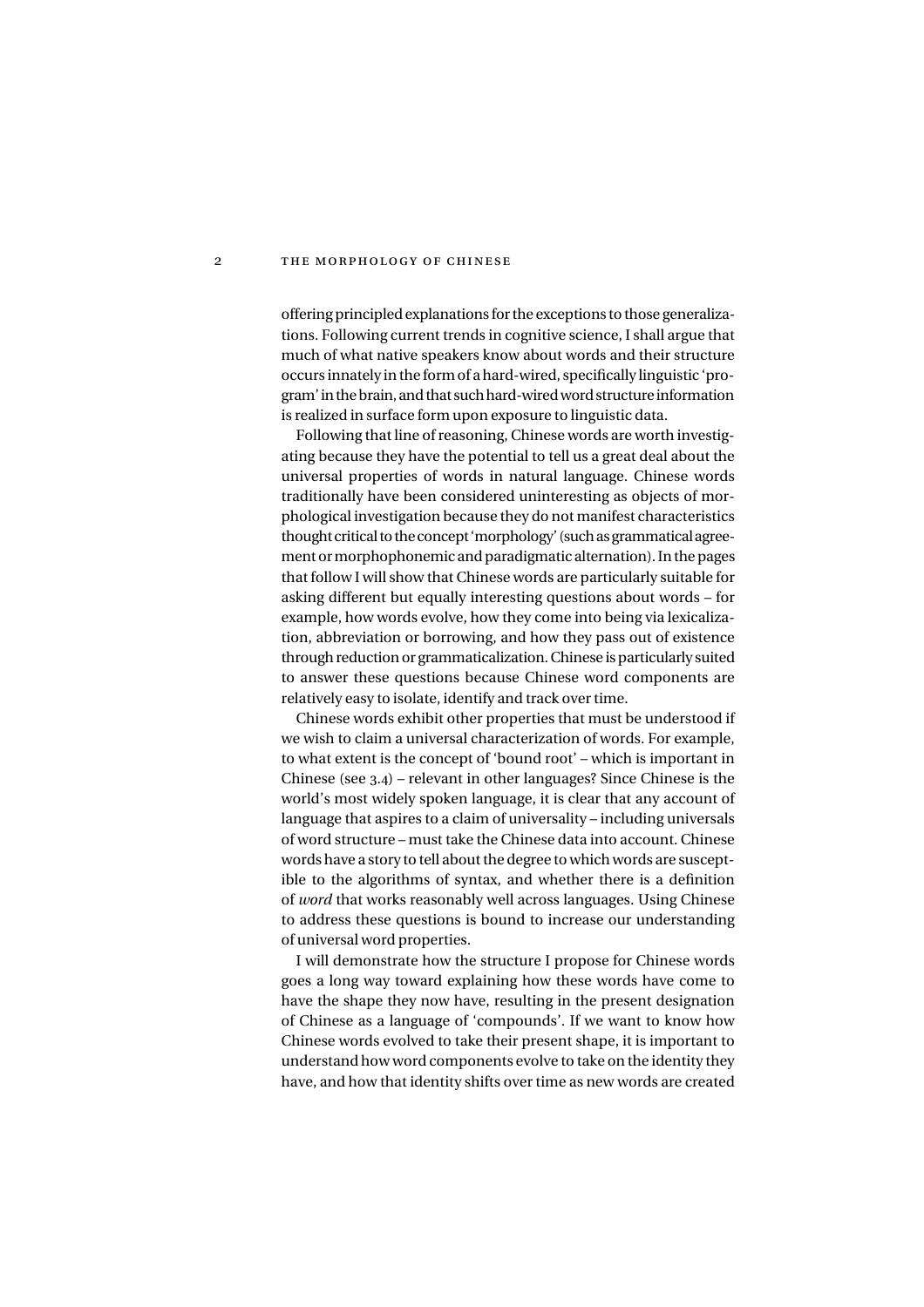offering principled explanations for the exceptions to those generalizations. Following current trends in cognitive science, I shall argue that much of what native speakers know about words and their structure occurs innately in the form of a hard-wired, specifically linguistic 'program' in the brain, and that such hard-wired word structure information is realized in surface form upon exposure to linguistic data.

Following that line of reasoning, Chinese words are worth investigating because they have the potential to tell us a great deal about the universal properties of words in natural language. Chinese words traditionally have been considered uninteresting as objects of morphological investigation because they do not manifest characteristics thought critical to the concept 'morphology' (such as grammatical agreement or morphophonemic and paradigmatic alternation). In the pages that follow I will show that Chinese words are particularly suitable for asking different but equally interesting questions about words – for example, how words evolve, how they come into being via lexicalization, abbreviation or borrowing, and how they pass out of existence through reduction or grammaticalization. Chinese is particularly suited to answer these questions because Chinese word components are relatively easy to isolate, identify and track over time.

Chinese words exhibit other properties that must be understood if we wish to claim a universal characterization of words. For example, to what extent is the concept of 'bound root' – which is important in Chinese (see 3.4) – relevant in other languages? Since Chinese is the world's most widely spoken language, it is clear that any account of language that aspires to a claim of universality – including universals of word structure – must take the Chinese data into account. Chinese words have a story to tell about the degree to which words are susceptible to the algorithms of syntax, and whether there is a definition of *word* that works reasonably well across languages. Using Chinese to address these questions is bound to increase our understanding of universal word properties.

I will demonstrate how the structure I propose for Chinese words goes a long way toward explaining how these words have come to have the shape they now have, resulting in the present designation of Chinese as a language of 'compounds'. If we want to know how Chinese words evolved to take their present shape, it is important to understand how word components evolve to take on the identity they have, and how that identity shifts over time as new words are created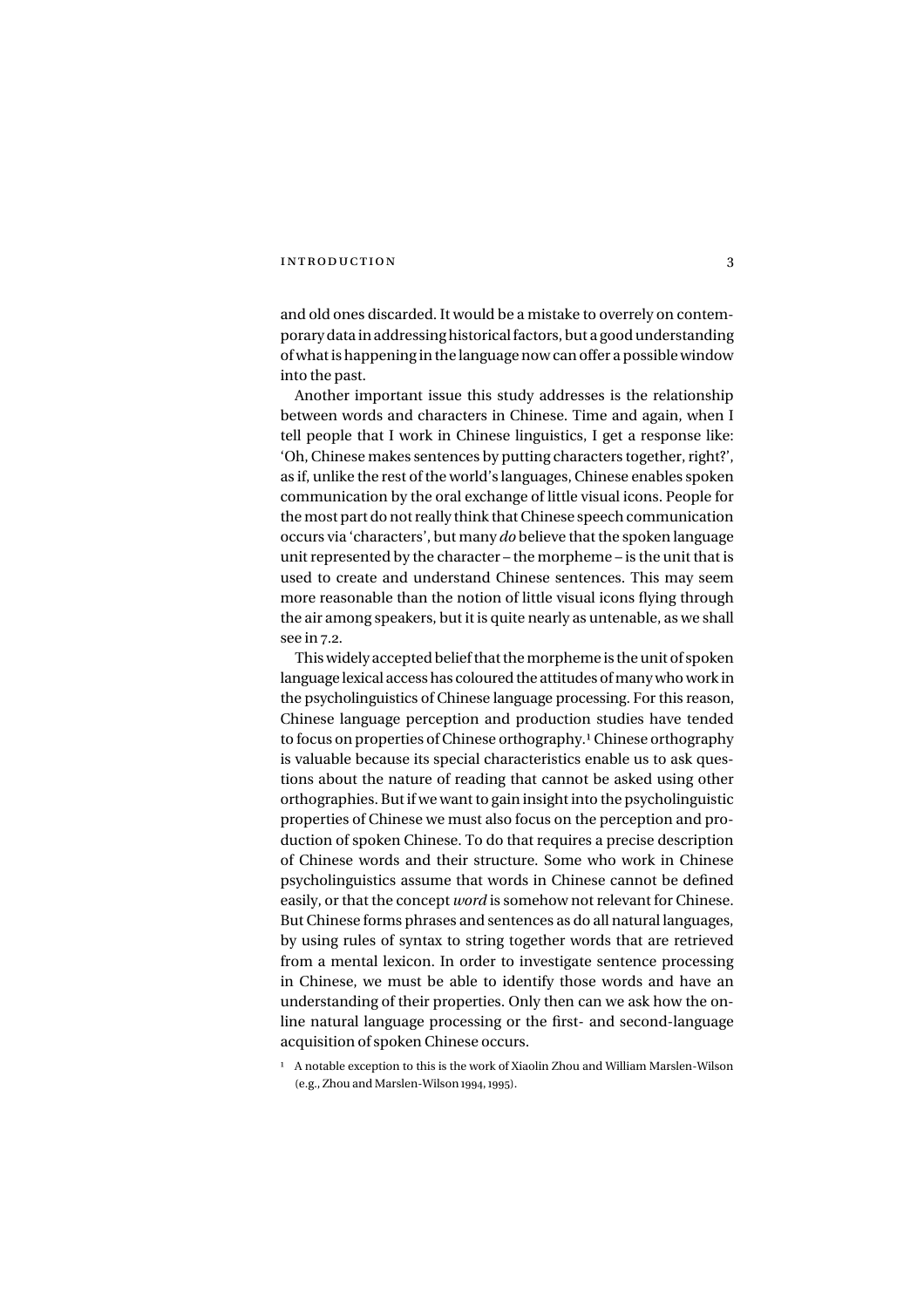and old ones discarded. It would be a mistake to overrely on contemporary data in addressing historical factors, but a good understanding of what is happening in the language now can offer a possible window into the past.

Another important issue this study addresses is the relationship between words and characters in Chinese. Time and again, when I tell people that I work in Chinese linguistics, I get a response like: 'Oh, Chinese makes sentences by putting characters together, right?', as if, unlike the rest of the world's languages, Chinese enables spoken communication by the oral exchange of little visual icons. People for the most part do not really think that Chinese speech communication occurs via 'characters', but many *do* believe that the spoken language unit represented by the character – the morpheme – is the unit that is used to create and understand Chinese sentences. This may seem more reasonable than the notion of little visual icons flying through the air among speakers, but it is quite nearly as untenable, as we shall see in 7.2.

This widely accepted belief that the morpheme is the unit of spoken language lexical access has coloured the attitudes of many who work in the psycholinguistics of Chinese language processing. For this reason, Chinese language perception and production studies have tended to focus on properties of Chinese orthography.[1] Chinese orthography is valuable because its special characteristics enable us to ask questions about the nature of reading that cannot be asked using other orthographies. But if we want to gain insight into the psycholinguistic properties of Chinese we must also focus on the perception and production of spoken Chinese. To do that requires a precise description of Chinese words and their structure. Some who work in Chinese psycholinguistics assume that words in Chinese cannot be defined easily, or that the concept *word* is somehow not relevant for Chinese. But Chinese forms phrases and sentences as do all natural languages, by using rules of syntax to string together words that are retrieved from a mental lexicon. In order to investigate sentence processing in Chinese, we must be able to identify those words and have an understanding of their properties. Only then can we ask how the online natural language processing or the first- and second-language acquisition of spoken Chinese occurs.

[1] A notable exception to this is the work of Xiaolin Zhou and William Marslen-Wilson (e.g., Zhou and Marslen-Wilson 1994, 1995).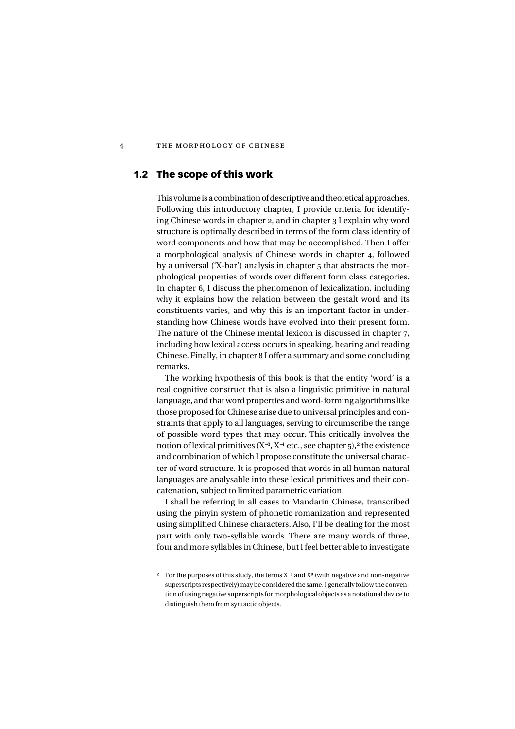## 1.2 The scope of this work

This volume is a combination of descriptive and theoretical approaches. Following this introductory chapter, I provide criteria for identifying Chinese words in chapter 2, and in chapter 3 I explain why word structure is optimally described in terms of the form class identity of word components and how that may be accomplished. Then I offer a morphological analysis of Chinese words in chapter 4, followed by a universal ('X-bar') analysis in chapter 5 that abstracts the morphological properties of words over different form class categories. In chapter 6, I discuss the phenomenon of lexicalization, including why it explains how the relation between the gestalt word and its constituents varies, and why this is an important factor in understanding how Chinese words have evolved into their present form. The nature of the Chinese mental lexicon is discussed in chapter 7, including how lexical access occurs in speaking, hearing and reading Chinese. Finally, in chapter 8 I offer a summary and some concluding remarks.

The working hypothesis of this book is that the entity 'word' is a real cognitive construct that is also a linguistic primitive in natural language, and that word properties and word-forming algorithms like those proposed for Chinese arise due to universal principles and constraints that apply to all languages, serving to circumscribe the range of possible word types that may occur. This critically involves the notion of lexical primitives ($X^{-0}$, $X^{-1}$ etc., see chapter 5),[2] the existence and combination of which I propose constitute the universal character of word structure. It is proposed that words in all human natural languages are analysable into these lexical primitives and their concatenation, subject to limited parametric variation.

I shall be referring in all cases to Mandarin Chinese, transcribed using the pinyin system of phonetic romanization and represented using simplified Chinese characters. Also, I'll be dealing for the most part with only two-syllable words. There are many words of three, four and more syllables in Chinese, but I feel better able to investigate

[2] For the purposes of this study, the terms $X^{-0}$ and $X^{0}$ (with negative and non-negative superscripts respectively) may be considered the same. I generally follow the convention of using negative superscripts for morphological objects as a notational device to distinguish them from syntactic objects.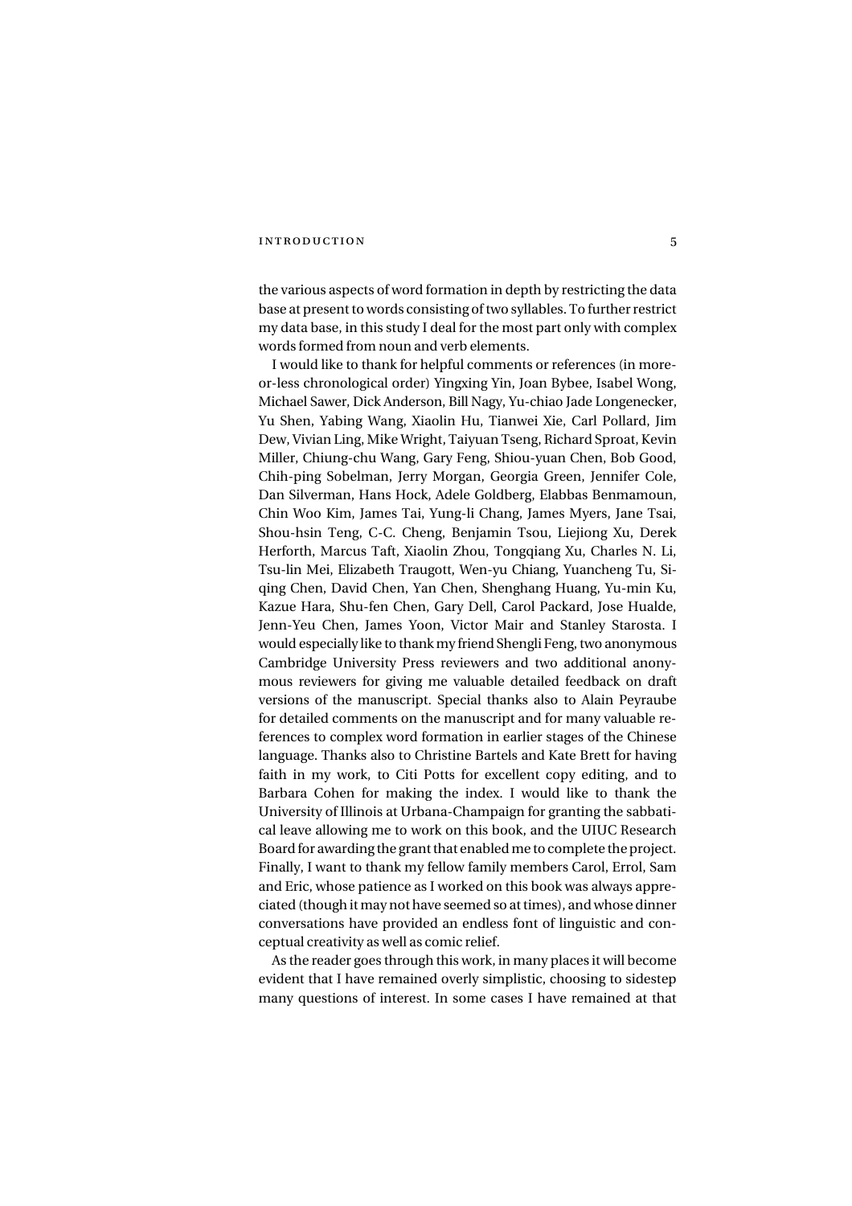the various aspects of word formation in depth by restricting the data base at present to words consisting of two syllables. To further restrict my data base, in this study I deal for the most part only with complex words formed from noun and verb elements.

I would like to thank for helpful comments or references (in more-or-less chronological order) Yingxing Yin, Joan Bybee, Isabel Wong, Michael Sawer, Dick Anderson, Bill Nagy, Yu-chiao Jade Longenecker, Yu Shen, Yabing Wang, Xiaolin Hu, Tianwei Xie, Carl Pollard, Jim Dew, Vivian Ling, Mike Wright, Taiyuan Tseng, Richard Sproat, Kevin Miller, Chiung-chu Wang, Gary Feng, Shiou-yuan Chen, Bob Good, Chih-ping Sobelman, Jerry Morgan, Georgia Green, Jennifer Cole, Dan Silverman, Hans Hock, Adele Goldberg, Elabbas Benmamoun, Chin Woo Kim, James Tai, Yung-li Chang, James Myers, Jane Tsai, Shou-hsin Teng, C-C. Cheng, Benjamin Tsou, Liejiong Xu, Derek Herforth, Marcus Taft, Xiaolin Zhou, Tongqiang Xu, Charles N. Li, Tsu-lin Mei, Elizabeth Traugott, Wen-yu Chiang, Yuancheng Tu, Siqing Chen, David Chen, Yan Chen, Shenghang Huang, Yu-min Ku, Kazue Hara, Shu-fen Chen, Gary Dell, Carol Packard, Jose Hualde, Jenn-Yeu Chen, James Yoon, Victor Mair and Stanley Starosta. I would especially like to thank my friend Shengli Feng, two anonymous Cambridge University Press reviewers and two additional anonymous reviewers for giving me valuable detailed feedback on draft versions of the manuscript. Special thanks also to Alain Peyraube for detailed comments on the manuscript and for many valuable references to complex word formation in earlier stages of the Chinese language. Thanks also to Christine Bartels and Kate Brett for having faith in my work, to Citi Potts for excellent copy editing, and to Barbara Cohen for making the index. I would like to thank the University of Illinois at Urbana-Champaign for granting the sabbatical leave allowing me to work on this book, and the UIUC Research Board for awarding the grant that enabled me to complete the project. Finally, I want to thank my fellow family members Carol, Errol, Sam and Eric, whose patience as I worked on this book was always appreciated (though it may not have seemed so at times), and whose dinner conversations have provided an endless font of linguistic and conceptual creativity as well as comic relief.

As the reader goes through this work, in many places it will become evident that I have remained overly simplistic, choosing to sidestep many questions of interest. In some cases I have remained at that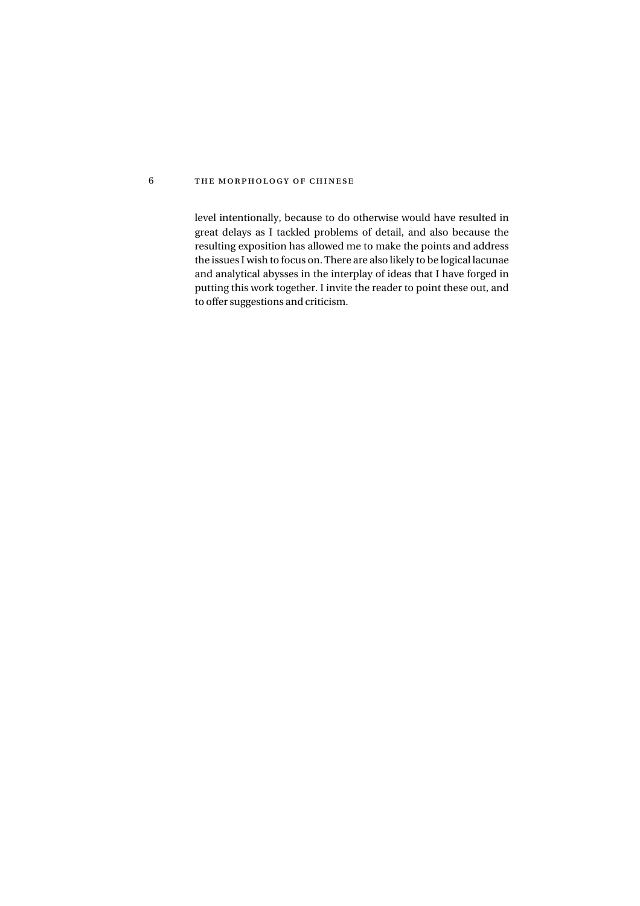level intentionally, because to do otherwise would have resulted in great delays as I tackled problems of detail, and also because the resulting exposition has allowed me to make the points and address the issues I wish to focus on. There are also likely to be logical lacunae and analytical abysses in the interplay of ideas that I have forged in putting this work together. I invite the reader to point these out, and to offer suggestions and criticism.